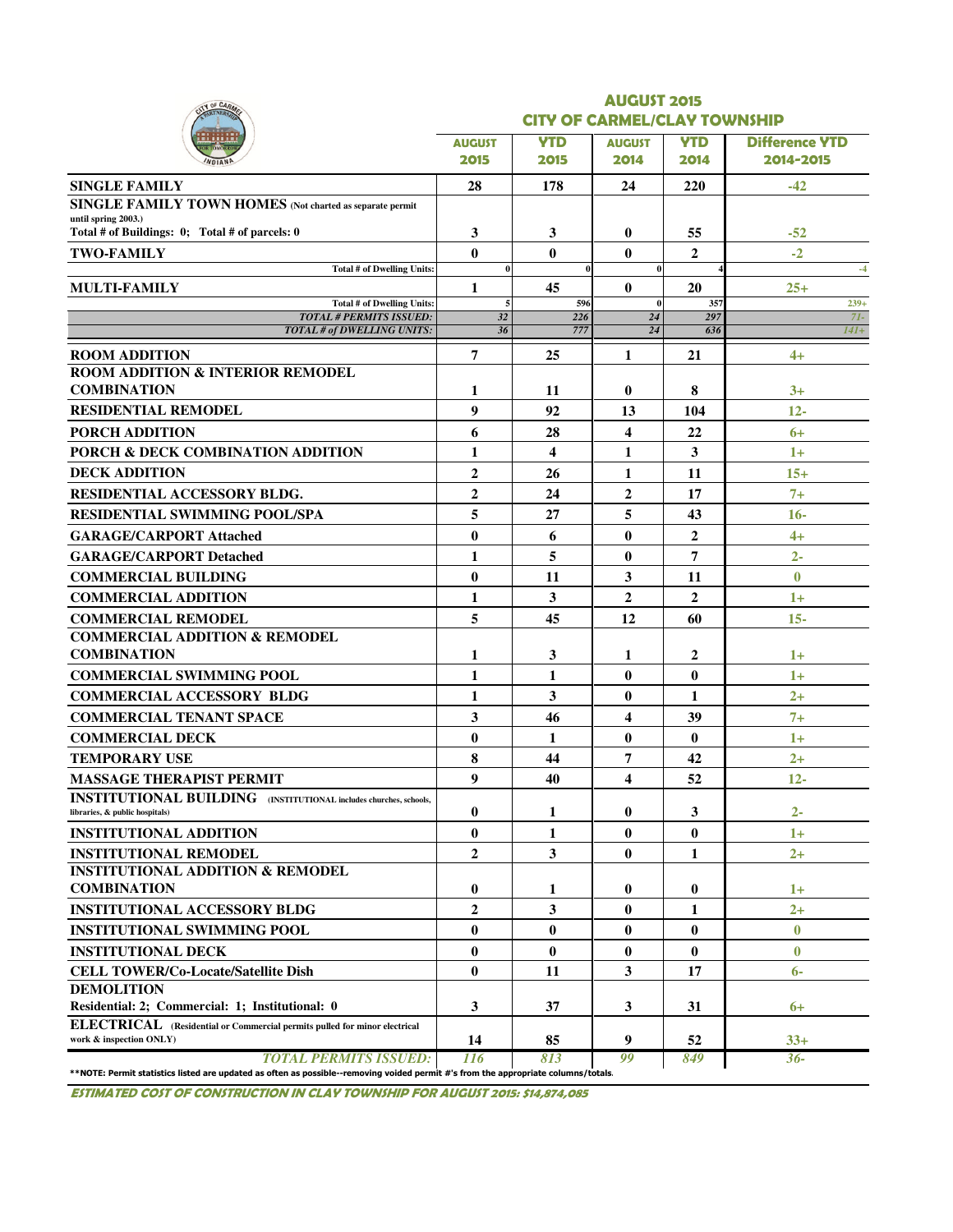## AUGUST 2015
## CITY OF CARMEL/CLAY TOWNSHIP

| | AUGUST 2015 | YTD 2015 | AUGUST 2014 | YTD 2014 | Difference YTD 2014-2015 |
|---|---|---|---|---|---|
| **SINGLE FAMILY** | 28 | 178 | 24 | 220 | -42 |
| **SINGLE FAMILY TOWN HOMES** (Not charted as separate permit until spring 2003.) Total # of Buildings: 0; Total # of parcels: 0 | 3 | 3 | 0 | 55 | -52 |
| **TWO-FAMILY** | 0 | 0 | 0 | 2 | -2 |
| Total # of Dwelling Units: | 0 | 0 | 0 | 4 | -4 |
| **MULTI-FAMILY** | 1 | 45 | 0 | 20 | 25+ |
| Total # of Dwelling Units: | 5 | 596 | 0 | 357 | 239+ |
| *TOTAL # PERMITS ISSUED:* | 32 | 226 | 24 | 297 | 71- |
| *TOTAL # of DWELLING UNITS:* | 36 | 777 | 24 | 636 | 141+ |
| **ROOM ADDITION** | 7 | 25 | 1 | 21 | 4+ |
| **ROOM ADDITION & INTERIOR REMODEL COMBINATION** | 1 | 11 | 0 | 8 | 3+ |
| **RESIDENTIAL REMODEL** | 9 | 92 | 13 | 104 | 12- |
| **PORCH ADDITION** | 6 | 28 | 4 | 22 | 6+ |
| **PORCH & DECK COMBINATION ADDITION** | 1 | 4 | 1 | 3 | 1+ |
| **DECK ADDITION** | 2 | 26 | 1 | 11 | 15+ |
| **RESIDENTIAL ACCESSORY BLDG.** | 2 | 24 | 2 | 17 | 7+ |
| **RESIDENTIAL SWIMMING POOL/SPA** | 5 | 27 | 5 | 43 | 16- |
| **GARAGE/CARPORT Attached** | 0 | 6 | 0 | 2 | 4+ |
| **GARAGE/CARPORT Detached** | 1 | 5 | 0 | 7 | 2- |
| **COMMERCIAL BUILDING** | 0 | 11 | 3 | 11 | 0 |
| **COMMERCIAL ADDITION** | 1 | 3 | 2 | 2 | 1+ |
| **COMMERCIAL REMODEL** | 5 | 45 | 12 | 60 | 15- |
| **COMMERCIAL ADDITION & REMODEL COMBINATION** | 1 | 3 | 1 | 2 | 1+ |
| **COMMERCIAL SWIMMING POOL** | 1 | 1 | 0 | 0 | 1+ |
| **COMMERCIAL ACCESSORY BLDG** | 1 | 3 | 0 | 1 | 2+ |
| **COMMERCIAL TENANT SPACE** | 3 | 46 | 4 | 39 | 7+ |
| **COMMERCIAL DECK** | 0 | 1 | 0 | 0 | 1+ |
| **TEMPORARY USE** | 8 | 44 | 7 | 42 | 2+ |
| **MASSAGE THERAPIST PERMIT** | 9 | 40 | 4 | 52 | 12- |
| **INSTITUTIONAL BUILDING** (INSTITUTIONAL includes churches, schools, libraries, & public hospitals) | 0 | 1 | 0 | 3 | 2- |
| **INSTITUTIONAL ADDITION** | 0 | 1 | 0 | 0 | 1+ |
| **INSTITUTIONAL REMODEL** | 2 | 3 | 0 | 1 | 2+ |
| **INSTITUTIONAL ADDITION & REMODEL COMBINATION** | 0 | 1 | 0 | 0 | 1+ |
| **INSTITUTIONAL ACCESSORY BLDG** | 2 | 3 | 0 | 1 | 2+ |
| **INSTITUTIONAL SWIMMING POOL** | 0 | 0 | 0 | 0 | 0 |
| **INSTITUTIONAL DECK** | 0 | 0 | 0 | 0 | 0 |
| **CELL TOWER/Co-Locate/Satellite Dish** | 0 | 11 | 3 | 17 | 6- |
| **DEMOLITION** Residential: 2; Commercial: 1; Institutional: 0 | 3 | 37 | 3 | 31 | 6+ |
| **ELECTRICAL** (Residential or Commercial permits pulled for minor electrical work & inspection ONLY) | 14 | 85 | 9 | 52 | 33+ |
| *TOTAL PERMITS ISSUED:* | 116 | 813 | 99 | 849 | 36- |

**NOTE: Permit statistics listed are updated as often as possible--removing voided permit #'s from the appropriate columns/totals.

***ESTIMATED COST OF CONSTRUCTION IN CLAY TOWNSHIP FOR AUGUST 2015: $14,874,085***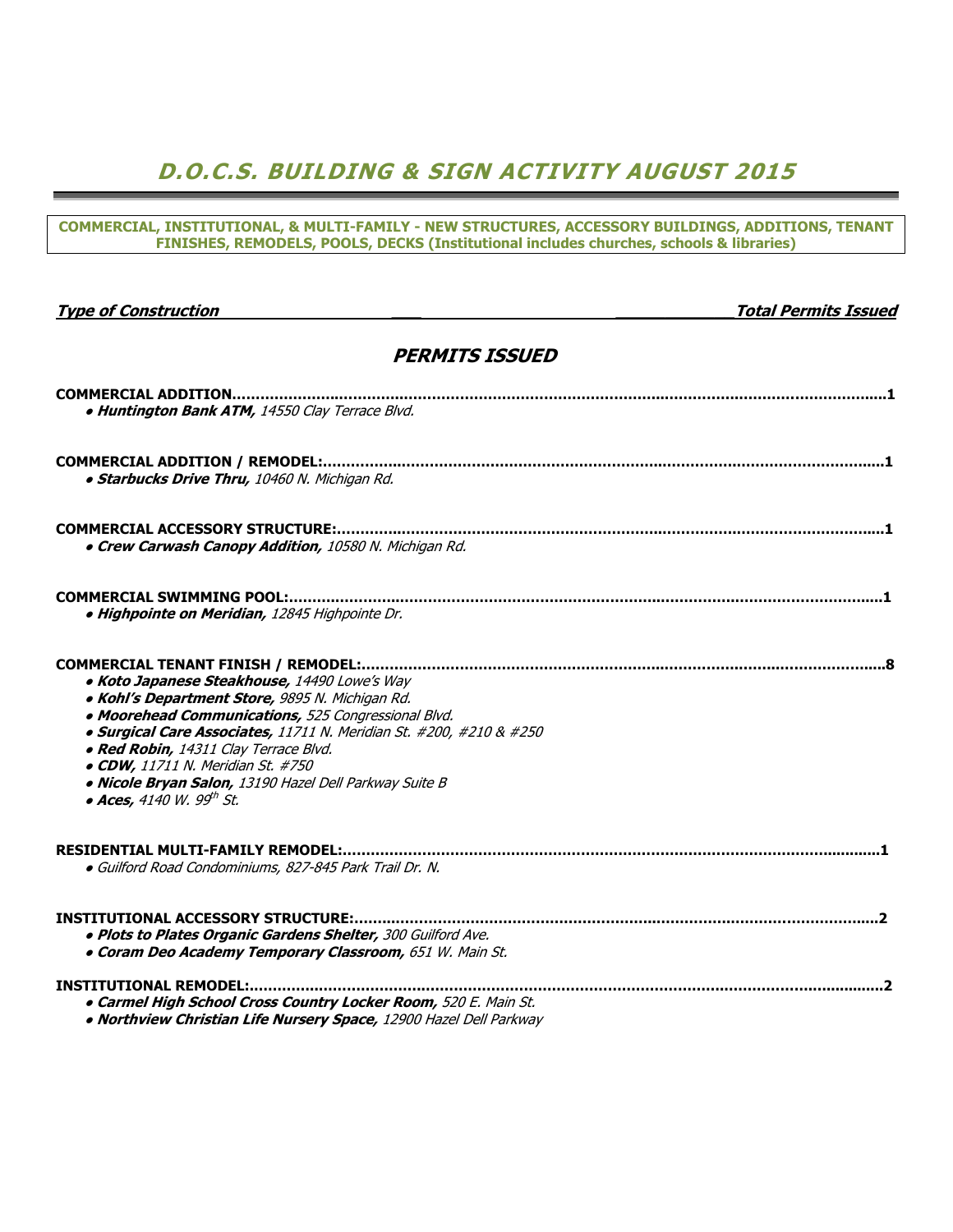# *D.O.C.S. BUILDING & SIGN ACTIVITY AUGUST 2015*

**COMMERCIAL, INSTITUTIONAL, & MULTI-FAMILY - NEW STRUCTURES, ACCESSORY BUILDINGS, ADDITIONS, TENANT FINISHES, REMODELS, POOLS, DECKS (Institutional includes churches, schools & libraries)**

***Type of Construction*** — ***Total Permits Issued***

## *PERMITS ISSUED*

**COMMERCIAL ADDITION.......................................................................................................................................1**

- ***Huntington Bank ATM,*** *14550 Clay Terrace Blvd.*

**COMMERCIAL ADDITION / REMODEL:.....................................................................................................................1**

- ***Starbucks Drive Thru,*** *10460 N. Michigan Rd.*

**COMMERCIAL ACCESSORY STRUCTURE:...................................................................................................................1**

- ***Crew Carwash Canopy Addition,*** *10580 N. Michigan Rd.*

**COMMERCIAL SWIMMING POOL:...............................................................................................................................1**

- ***Highpointe on Meridian,*** *12845 Highpointe Dr.*

**COMMERCIAL TENANT FINISH / REMODEL:...............................................................................................................8**

- ***Koto Japanese Steakhouse,*** *14490 Lowe's Way*
- ***Kohl's Department Store,*** *9895 N. Michigan Rd.*
- ***Moorehead Communications,*** *525 Congressional Blvd.*
- ***Surgical Care Associates,*** *11711 N. Meridian St. #200, #210 & #250*
- ***Red Robin,*** *14311 Clay Terrace Blvd.*
- ***CDW,*** *11711 N. Meridian St. #750*
- ***Nicole Bryan Salon,*** *13190 Hazel Dell Parkway Suite B*
- ***Aces,*** *4140 W. 99th St.*

**RESIDENTIAL MULTI-FAMILY REMODEL:.......................................................................................................................1**

- *Guilford Road Condominiums, 827-845 Park Trail Dr. N.*

**INSTITUTIONAL ACCESSORY STRUCTURE:...................................................................................................................2**

- ***Plots to Plates Organic Gardens Shelter,*** *300 Guilford Ave.*
- ***Coram Deo Academy Temporary Classroom,*** *651 W. Main St.*

**INSTITUTIONAL REMODEL:..........................................................................................................................................2**

- ***Carmel High School Cross Country Locker Room,*** *520 E. Main St.*
- ***Northview Christian Life Nursery Space,*** *12900 Hazel Dell Parkway*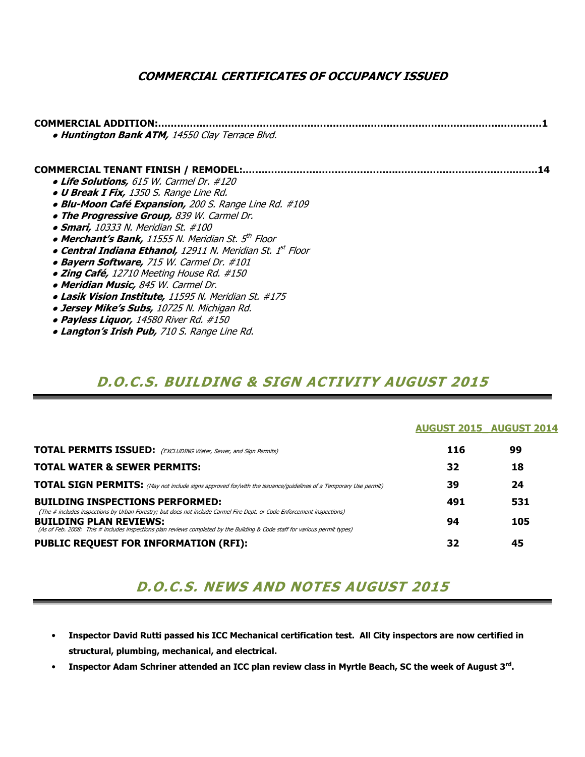## COMMERCIAL CERTIFICATES OF OCCUPANCY ISSUED

**COMMERCIAL ADDITION:.......................................................................................................................1**

- ***Huntington Bank ATM,*** *14550 Clay Terrace Blvd.*

**COMMERCIAL TENANT FINISH / REMODEL:..........................................................................................14**

- ***Life Solutions,*** *615 W. Carmel Dr. #120*
- ***U Break I Fix,*** *1350 S. Range Line Rd.*
- ***Blu-Moon Café Expansion,*** *200 S. Range Line Rd. #109*
- ***The Progressive Group,*** *839 W. Carmel Dr.*
- ***Smari,*** *10333 N. Meridian St. #100*
- ***Merchant's Bank,*** *11555 N. Meridian St. 5th Floor*
- ***Central Indiana Ethanol,*** *12911 N. Meridian St. 1st Floor*
- ***Bayern Software,*** *715 W. Carmel Dr. #101*
- ***Zing Café,*** *12710 Meeting House Rd. #150*
- ***Meridian Music,*** *845 W. Carmel Dr.*
- ***Lasik Vision Institute,*** *11595 N. Meridian St. #175*
- ***Jersey Mike's Subs,*** *10725 N. Michigan Rd.*
- ***Payless Liquor,*** *14580 River Rd. #150*
- ***Langton's Irish Pub,*** *710 S. Range Line Rd.*

## *D.O.C.S. BUILDING & SIGN ACTIVITY AUGUST 2015*

| | AUGUST 2015 | AUGUST 2014 |
|---|---|---|
| **TOTAL PERMITS ISSUED:** *(EXCLUDING Water, Sewer, and Sign Permits)* | **116** | **99** |
| **TOTAL WATER & SEWER PERMITS:** | **32** | **18** |
| **TOTAL SIGN PERMITS:** *(May not include signs approved for/with the issuance/guidelines of a Temporary Use permit)* | **39** | **24** |
| **BUILDING INSPECTIONS PERFORMED:** *(The # includes inspections by Urban Forestry; but does not include Carmel Fire Dept. or Code Enforcement inspections)* | **491** | **531** |
| **BUILDING PLAN REVIEWS:** *(As of Feb. 2008: This # includes inspections plan reviews completed by the Building & Code staff for various permit types)* | **94** | **105** |
| **PUBLIC REQUEST FOR INFORMATION (RFI):** | **32** | **45** |

## *D.O.C.S. NEWS AND NOTES AUGUST 2015*

- **Inspector David Rutti passed his ICC Mechanical certification test. All City inspectors are now certified in structural, plumbing, mechanical, and electrical.**
- **Inspector Adam Schriner attended an ICC plan review class in Myrtle Beach, SC the week of August 3rd.**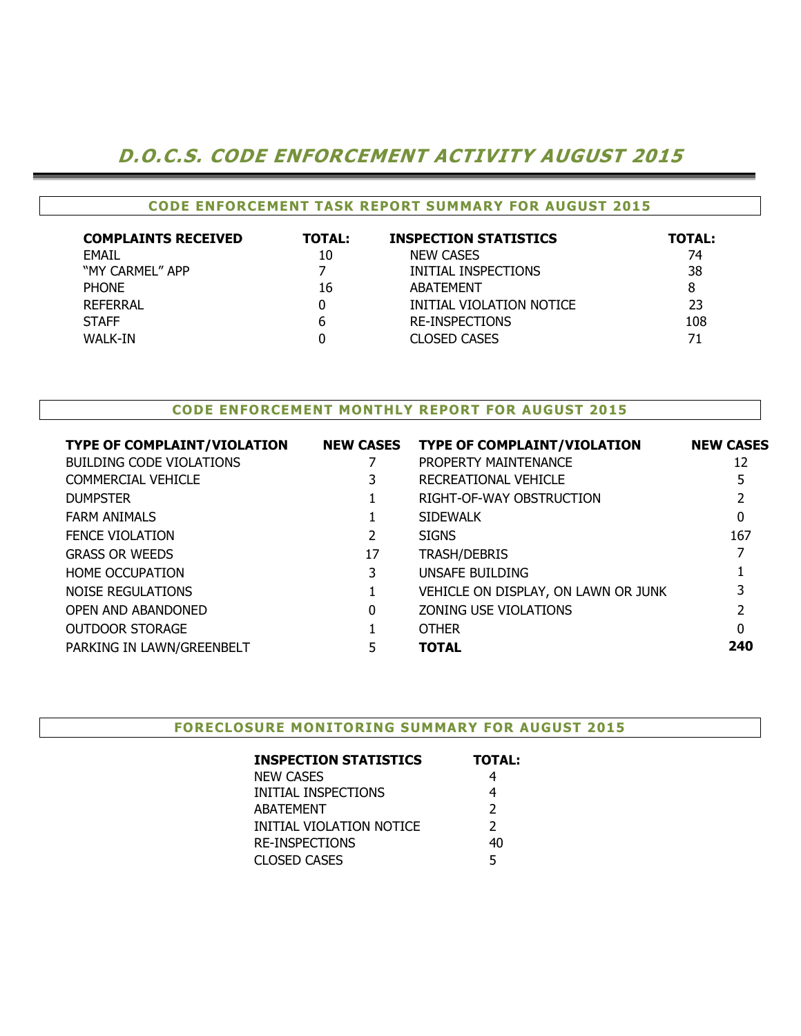# D.O.C.S. CODE ENFORCEMENT ACTIVITY AUGUST 2015

## CODE ENFORCEMENT TASK REPORT SUMMARY FOR AUGUST 2015

| COMPLAINTS RECEIVED | TOTAL: | INSPECTION STATISTICS | TOTAL: |
|---|---|---|---|
| EMAIL | 10 | NEW CASES | 74 |
| "MY CARMEL" APP | 7 | INITIAL INSPECTIONS | 38 |
| PHONE | 16 | ABATEMENT | 8 |
| REFERRAL | 0 | INITIAL VIOLATION NOTICE | 23 |
| STAFF | 6 | RE-INSPECTIONS | 108 |
| WALK-IN | 0 | CLOSED CASES | 71 |

## CODE ENFORCEMENT MONTHLY REPORT FOR AUGUST 2015

| TYPE OF COMPLAINT/VIOLATION | NEW CASES | TYPE OF COMPLAINT/VIOLATION | NEW CASES |
|---|---|---|---|
| BUILDING CODE VIOLATIONS | 7 | PROPERTY MAINTENANCE | 12 |
| COMMERCIAL VEHICLE | 3 | RECREATIONAL VEHICLE | 5 |
| DUMPSTER | 1 | RIGHT-OF-WAY OBSTRUCTION | 2 |
| FARM ANIMALS | 1 | SIDEWALK | 0 |
| FENCE VIOLATION | 2 | SIGNS | 167 |
| GRASS OR WEEDS | 17 | TRASH/DEBRIS | 7 |
| HOME OCCUPATION | 3 | UNSAFE BUILDING | 1 |
| NOISE REGULATIONS | 1 | VEHICLE ON DISPLAY, ON LAWN OR JUNK | 3 |
| OPEN AND ABANDONED | 0 | ZONING USE VIOLATIONS | 2 |
| OUTDOOR STORAGE | 1 | OTHER | 0 |
| PARKING IN LAWN/GREENBELT | 5 | **TOTAL** | **240** |

## FORECLOSURE MONITORING SUMMARY FOR AUGUST 2015

| INSPECTION STATISTICS | TOTAL: |
|---|---|
| NEW CASES | 4 |
| INITIAL INSPECTIONS | 4 |
| ABATEMENT | 2 |
| INITIAL VIOLATION NOTICE | 2 |
| RE-INSPECTIONS | 40 |
| CLOSED CASES | 5 |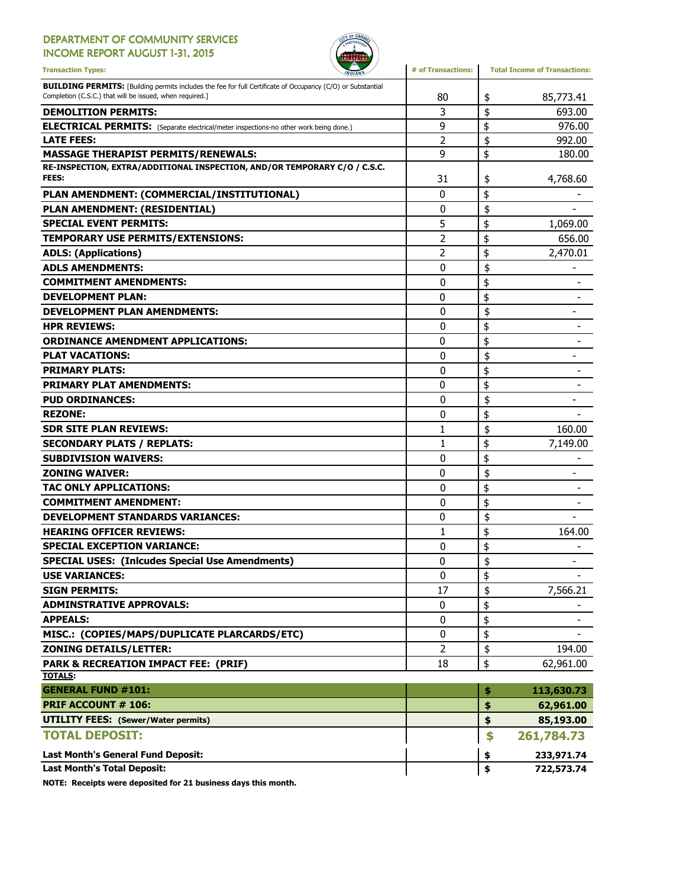# DEPARTMENT OF COMMUNITY SERVICES
## INCOME REPORT AUGUST 1-31, 2015

| Transaction Types: | # of Transactions: | Total Income of Transactions: |
|---|---|---|
| **BUILDING PERMITS:** [Building permits includes the fee for full Certificate of Occupancy (C/O) or Substantial Completion (C.S.C.) that will be issued, when required.] | 80 | $ 85,773.41 |
| **DEMOLITION PERMITS:** | 3 | $ 693.00 |
| **ELECTRICAL PERMITS:** (Separate electrical/meter inspections-no other work being done.) | 9 | $ 976.00 |
| **LATE FEES:** | 2 | $ 992.00 |
| **MASSAGE THERAPIST PERMITS/RENEWALS:** | 9 | $ 180.00 |
| **RE-INSPECTION, EXTRA/ADDITIONAL INSPECTION, AND/OR TEMPORARY C/O / C.S.C. FEES:** | 31 | $ 4,768.60 |
| **PLAN AMENDMENT: (COMMERCIAL/INSTITUTIONAL)** | 0 | $ - |
| **PLAN AMENDMENT: (RESIDENTIAL)** | 0 | $ - |
| **SPECIAL EVENT PERMITS:** | 5 | $ 1,069.00 |
| **TEMPORARY USE PERMITS/EXTENSIONS:** | 2 | $ 656.00 |
| **ADLS: (Applications)** | 2 | $ 2,470.01 |
| **ADLS AMENDMENTS:** | 0 | $ - |
| **COMMITMENT AMENDMENTS:** | 0 | $ - |
| **DEVELOPMENT PLAN:** | 0 | $ - |
| **DEVELOPMENT PLAN AMENDMENTS:** | 0 | $ - |
| **HPR REVIEWS:** | 0 | $ - |
| **ORDINANCE AMENDMENT APPLICATIONS:** | 0 | $ - |
| **PLAT VACATIONS:** | 0 | $ - |
| **PRIMARY PLATS:** | 0 | $ - |
| **PRIMARY PLAT AMENDMENTS:** | 0 | $ - |
| **PUD ORDINANCES:** | 0 | $ - |
| **REZONE:** | 0 | $ - |
| **SDR SITE PLAN REVIEWS:** | 1 | $ 160.00 |
| **SECONDARY PLATS / REPLATS:** | 1 | $ 7,149.00 |
| **SUBDIVISION WAIVERS:** | 0 | $ - |
| **ZONING WAIVER:** | 0 | $ - |
| **TAC ONLY APPLICATIONS:** | 0 | $ - |
| **COMMITMENT AMENDMENT:** | 0 | $ - |
| **DEVELOPMENT STANDARDS VARIANCES:** | 0 | $ - |
| **HEARING OFFICER REVIEWS:** | 1 | $ 164.00 |
| **SPECIAL EXCEPTION VARIANCE:** | 0 | $ - |
| **SPECIAL USES: (Inlcudes Special Use Amendments)** | 0 | $ - |
| **USE VARIANCES:** | 0 | $ - |
| **SIGN PERMITS:** | 17 | $ 7,566.21 |
| **ADMINSTRATIVE APPROVALS:** | 0 | $ - |
| **APPEALS:** | 0 | $ - |
| **MISC.: (COPIES/MAPS/DUPLICATE PLARCARDS/ETC)** | 0 | $ - |
| **ZONING DETAILS/LETTER:** | 2 | $ 194.00 |
| **PARK & RECREATION IMPACT FEE: (PRIF)** | 18 | $ 62,961.00 |
| **TOTALS:** | | |
| **GENERAL FUND #101:** | | **$ 113,630.73** |
| **PRIF ACCOUNT # 106:** | | **$ 62,961.00** |
| **UTILITY FEES: (Sewer/Water permits)** | | **$ 85,193.00** |
| **TOTAL DEPOSIT:** | | **$ 261,784.73** |
| **Last Month's General Fund Deposit:** | | **$ 233,971.74** |
| **Last Month's Total Deposit:** | | **$ 722,573.74** |

**NOTE: Receipts were deposited for 21 business days this month.**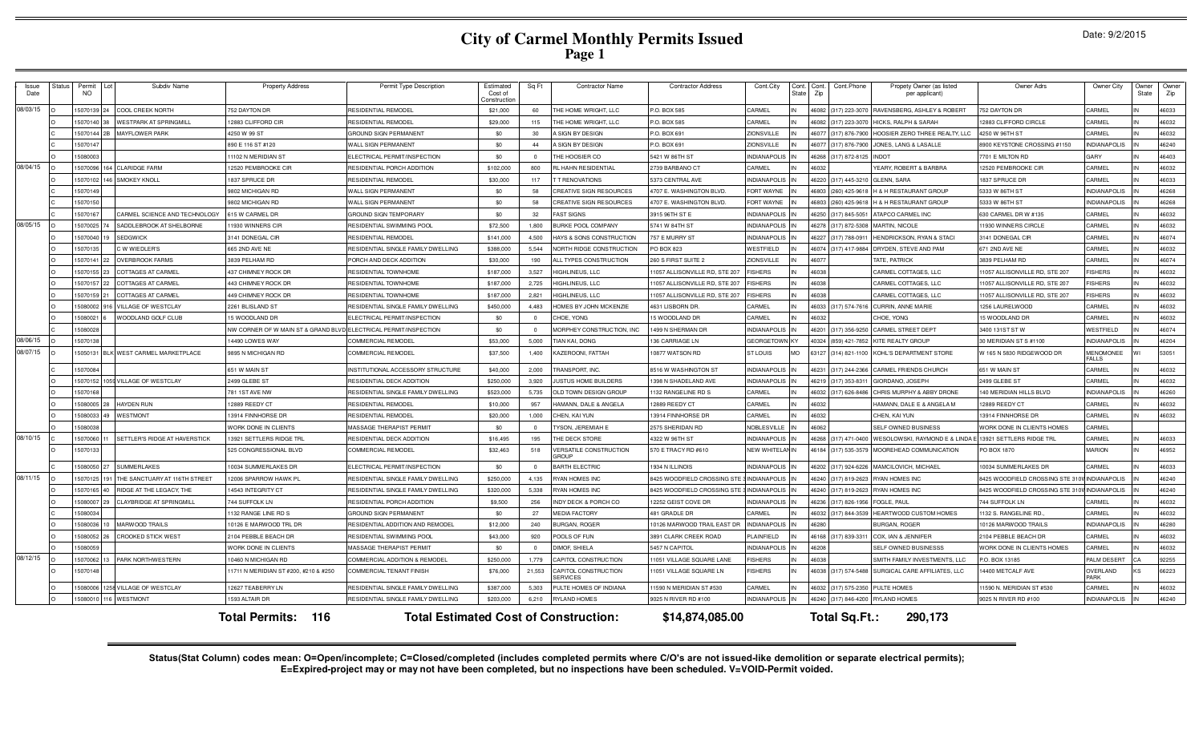# City of Carmel Monthly Permits Issued

Date: 9/2/2015

| Issue Date | Status | Permit NO | Lot | Subdiv Name | Property Address | Permit Type Description | Estimated Cost of Construction | Sq Ft | Contractor Name | Contractor Address | Cont.City | Cont. State | Cont. Zip | Cont.Phone | Propety Owner (as listed per applicant) | Owner Adrs | Owner City | Owner State | Owner Zip |
|---|---|---|---|---|---|---|---|---|---|---|---|---|---|---|---|---|---|---|---|
| 08/03/15 | O | 15070139 | 24 | COOL CREEK NORTH | 752 DAYTON DR | RESIDENTIAL REMODEL | $21,000 | 60 | THE HOME WRIGHT, LLC | P.O. BOX 585 | CARMEL | IN | 46082 | (317) 223-3070 | RAVENSBERG, ASHLEY & ROBERT | 752 DAYTON DR | CARMEL | IN | 46033 |
| | O | 15070140 | 38 | WESTPARK AT SPRINGMILL | 12883 CLIFFORD CIR | RESIDENTIAL REMODEL | $29,000 | 115 | THE HOME WRIGHT, LLC | P.O. BOX 585 | CARMEL | IN | 46082 | (317) 223-3070 | HICKS, RALPH & SARAH | 12883 CLIFFORD CIRCLE | CARMEL | IN | 46032 |
| | C | 15070144 | 2B | MAYFLOWER PARK | 4250 W 99 ST | GROUND SIGN PERMANENT | $0 | 30 | A SIGN BY DESIGN | P.O. BOX 691 | ZIONSVILLE | IN | 46077 | (317) 876-7900 | HOOSIER ZERO THREE REALTY, LLC | 4250 W 96TH ST | CARMEL | IN | 46032 |
| | C | 15070147 | | | 890 E 116 ST #120 | WALL SIGN PERMANENT | $0 | 44 | A SIGN BY DESIGN | P.O. BOX 691 | ZIONSVILLE | IN | 46077 | (317) 876-7900 | JONES, LANG & LASALLE | 8900 KEYSTONE CROSSING #1150 | INDIANAPOLIS | IN | 46240 |
| | O | 15080003 | | | 11102 N MERIDIAN ST | ELECTRICAL PERMIT/INSPECTION | $0 | 0 | THE HOOSIER CO | 5421 W 86TH ST | INDIANAPOLIS | IN | 46268 | (317) 872-8125 | INDOT | 7701 E MILTON RD | GARY | IN | 46403 |
| 08/04/15 | O | 15070096 | 164 | CLARIDGE FARM | 12520 PEMBROOKE CIR | RESIDENTIAL PORCH ADDITION | $102,000 | 800 | RL HAHN RESIDENTIAL | 2739 BARBANO CT | CARMEL | IN | 46032 | | YEARY, ROBERT & BARBRA | 12520 PEMBROOKE CIR | CARMEL | IN | 46032 |
| | O | 15070102 | 146 | SMOKEY KNOLL | 1837 SPRUCE DR | RESIDENTIAL REMODEL | $30,000 | 117 | T T RENOVATIONS | 5373 CENTRAL AVE | INDIANAPOLIS | IN | 46220 | (317) 445-3210 | GLENN, SARA | 1837 SPRUCE DR | CARMEL | IN | 46033 |
| | C | 15070149 | | | 9802 MICHIGAN RD | WALL SIGN PERMANENT | $0 | 58 | CREATIVE SIGN RESOURCES | 4707 E. WASHINGTON BLVD. | FORT WAYNE | IN | 46803 | (260) 425-9618 | H & H RESTAURANT GROUP | 5333 W 86TH ST | INDIANAPOLIS | IN | 46268 |
| | C | 15070150 | | | 9802 MICHIGAN RD | WALL SIGN PERMANENT | $0 | 58 | CREATIVE SIGN RESOURCES | 4707 E. WASHINGTON BLVD. | FORT WAYNE | IN | 46803 | (260) 425-9618 | H & H RESTAURANT GROUP | 5333 W 86TH ST | INDIANAPOLIS | IN | 46268 |
| | C | 15070167 | | CARMEL SCIENCE AND TECHNOLOGY | 615 W CARMEL DR | GROUND SIGN TEMPORARY | $0 | 32 | FAST SIGNS | 3915 96TH ST E | INDIANAPOLIS | IN | 46250 | (317) 845-5051 | ATAPCO CARMEL INC | 630 CARMEL DR W #135 | CARMEL | IN | 46032 |
| 08/05/15 | O | 15070025 | 74 | SADDLEBROOK AT SHELBORNE | 11930 WINNERS CIR | RESIDENTIAL SWIMMING POOL | $72,500 | 1,800 | BURKE POOL COMPANY | 5741 W 84TH ST | INDIANAPOLIS | IN | 46278 | (317) 872-5308 | MARTIN, NICOLE | 11930 WINNERS CIRCLE | CARMEL | IN | 46032 |
| | O | 15070040 | 19 | SEDGWICK | 3141 DONEGAL CIR | RESIDENTIAL REMODEL | $141,000 | 4,500 | HAYS & SONS CONSTRUCTION | 757 E MURRY ST | INDIANAPOLIS | IN | 46227 | (317) 788-0911 | HENDRICKSON, RYAN & STACI | 3141 DONEGAL CIR | CARMEL | IN | 46074 |
| | O | 15070135 | | C W WIEDLER'S | 665 2ND AVE NE | RESIDENTIAL SINGLE FAMILY DWELLING | $388,000 | 5,544 | NORTH RIDGE CONSTRUCTION | PO BOX 823 | WESTFIELD | IN | 46074 | (317) 417-9884 | DRYDEN, STEVE AND PAM | 671 2ND AVE NE | CARMEL | IN | 46032 |
| | O | 15070141 | 22 | OVERBROOK FARMS | 3839 PELHAM RD | PORCH AND DECK ADDITION | $30,000 | 190 | ALL TYPES CONSTRUCTION | 260 S FIRST SUITE 2 | ZIONSVILLE | IN | 46077 | | TATE, PATRICK | 3839 PELHAM RD | CARMEL | IN | 46074 |
| | O | 15070155 | 23 | COTTAGES AT CARMEL | 437 CHIMNEY ROCK DR | RESIDENTIAL TOWNHOME | $187,000 | 3,527 | HIGHLINEUS, LLC | 11057 ALLISONVILLE RD, STE 207 | FISHERS | IN | 46038 | | CARMEL COTTAGES, LLC | 11057 ALLISONVILLE RD, STE 207 | FISHERS | IN | 46032 |
| | O | 15070157 | 22 | COTTAGES AT CARMEL | 443 CHIMNEY ROCK DR | RESIDENTIAL TOWNHOME | $187,000 | 2,725 | HIGHLINEUS, LLC | 11057 ALLISONVILLE RD, STE 207 | FISHERS | IN | 46038 | | CARMEL COTTAGES, LLC | 11057 ALLISONVILLE RD, STE 207 | FISHERS | IN | 46032 |
| | O | 15070159 | 21 | COTTAGES AT CARMEL | 449 CHIMNEY ROCK DR | RESIDENTIAL TOWNHOME | $187,000 | 2,821 | HIGHLINEUS, LLC | 11057 ALLISONVILLE RD, STE 207 | FISHERS | IN | 46038 | | CARMEL COTTAGES, LLC | 11057 ALLISONVILLE RD, STE 207 | FISHERS | IN | 46032 |
| | O | 15080002 | 916 | VILLAGE OF WESTCLAY | 2261 BLISLAND ST | RESIDENTIAL SINGLE FAMILY DWELLING | $450,000 | 4,483 | HOMES BY JOHN MCKENZIE | 4631 LISBORN DR. | CARMEL | IN | 46033 | (317) 574-7616 | CURRIN, ANNE MARIE | 1256 LAURELWOOD | CARMEL | IN | 46032 |
| | O | 15080021 | 6 | WOODLAND GOLF CLUB | 15 WOODLAND DR | ELECTRICAL PERMIT/INSPECTION | $0 | 0 | CHOE, YONG | 15 WOODLAND DR | CARMEL | IN | 46032 | | CHOE, YONG | 15 WOODLAND DR | CARMEL | IN | 46032 |
| | C | 15080028 | | | NW CORNER OF W MAIN ST & GRAND BLVD | ELECTRICAL PERMIT/INSPECTION | $0 | 0 | MORPHEY CONSTRUCTION, INC | 1499 N SHERMAN DR | INDIANAPOLIS | IN | 46201 | (317) 356-9250 | CARMEL STREET DEPT | 3400 131ST ST W | WESTFIELD | IN | 46074 |
| 08/06/15 | O | 15070138 | | | 14490 LOWES WAY | COMMERCIAL REMODEL | $53,000 | 5,000 | TIAN KAI, DONG | 136 CARRIAGE LN | GEORGETOWN | KY | 40324 | (859) 421-7852 | KITE REALTY GROUP | 30 MERIDIAN ST S #1100 | INDIANAPOLIS | IN | 46204 |
| 08/07/15 | O | 15050131 | BLK | WEST CARMEL MARKETPLACE | 9895 N MICHIGAN RD | COMMERCIAL REMODEL | $37,500 | 1,400 | KAZEROONI, FATTAH | 10877 WATSON RD | ST LOUIS | MO | 63127 | (314) 821-1100 | KOHL'S DEPARTMENT STORE | W 165 N 5830 RIDGEWOOD DR | MENOMONEE FALLS | WI | 53051 |
| | C | 15070084 | | | 651 W MAIN ST | INSTITUTIONAL ACCESSORY STRUCTURE | $40,000 | 2,000 | TRANSPORT, INC. | 8516 W WASHINGTON ST | INDIANAPOLIS | IN | 46231 | (317) 244-2366 | CARMEL FRIENDS CHURCH | 651 W MAIN ST | CARMEL | IN | 46032 |
| | O | 15070152 | 1059 | VILLAGE OF WESTCLAY | 2499 GLEBE ST | RESIDENTIAL DECK ADDITION | $250,000 | 3,920 | JUSTUS HOME BUILDERS | 1398 N SHADELAND AVE | INDIANAPOLIS | IN | 46219 | (317) 353-8311 | GIORDANO, JOSEPH | 2499 GLEBE ST | CARMEL | IN | 46032 |
| | O | 15070168 | | | 781 1ST AVE NW | RESIDENTIAL SINGLE FAMILY DWELLING | $523,000 | 5,735 | OLD TOWN DESIGN GROUP | 1132 RANGELINE RD S | CARMEL | IN | 46032 | (317) 626-8486 | CHRIS MURPHY & ABBY DRONE | 140 MERIDIAN HILLS BLVD | INDIANAPOLIS | IN | 46260 |
| | O | 15080005 | 28 | HAYDEN RUN | 12889 REEDY CT | RESIDENTIAL REMODEL | $10,000 | 957 | HAMANN, DALE & ANGELA | 12889 REEDY CT | CARMEL | IN | 46032 | | HAMANN, DALE E & ANGELA M | 12889 REEDY CT | CARMEL | IN | 46032 |
| | O | 15080033 | 49 | WESTMONT | 13914 FINNHORSE DR | RESIDENTIAL REMODEL | $20,000 | 1,000 | CHEN, KAI YUN | 13914 FINNHORSE DR | CARMEL | IN | 46032 | | CHEN, KAI YUN | 13914 FINNHORSE DR | CARMEL | IN | 46032 |
| | O | 15080038 | | | WORK DONE IN CLIENTS | MASSAGE THERAPIST PERMIT | $0 | 0 | TYSON, JEREMIAH E | 2575 SHERIDAN RD | NOBLESVILLE | IN | 46062 | | SELF OWNED BUSINESS | WORK DONE IN CLIENTS HOMES | CARMEL | | |
| 08/10/15 | C | 15070060 | 1 | SETTLER'S RIDGE AT HAVERSTICK | 13921 SETTLERS RIDGE TRL | RESIDENTIAL DECK ADDITION | $16,495 | 195 | THE DECK STORE | 4322 W 96TH ST | INDIANAPOLIS | IN | 46268 | (317) 471-0400 | WESOLOWSKI, RAYMOND E & LINDA E | 13921 SETTLERS RIDGE TRL | CARMEL | IN | 46033 |
| | O | 15070133 | | | 525 CONGRESSIONAL BLVD | COMMERCIAL REMODEL | $32,463 | 518 | VERSATILE CONSTRUCTION GROUP | 570 E TRACY RD #610 | NEW WHITELAND | IN | 46184 | (317) 535-3579 | MOOREHEAD COMMUNICATION | PO BOX 1870 | MARION | IN | 46952 |
| | C | 15080050 | 27 | SUMMERLAKES | 10034 SUMMERLAKES DR | ELECTRICAL PERMIT/INSPECTION | $0 | 0 | BARTH ELECTRIC | 1934 N ILLINOIS | INDIANAPOLIS | IN | 46202 | (317) 924-6226 | MAMCILOVICH, MICHAEL | 10034 SUMMERLAKES DR | CARMEL | IN | 46033 |
| 08/11/15 | O | 15070125 | 191 | THE SANCTUARY AT 116TH STREET | 12006 SPARROW HAWK PL | RESIDENTIAL SINGLE FAMILY DWELLING | $250,000 | 4,135 | RYAN HOMES INC | 8425 WOODFIELD CROSSING STE 310W | INDIANAPOLIS | IN | 46240 | (317) 819-2623 | RYAN HOMES INC | 8425 WOODFIELD CROSSING STE 310W | INDIANAPOLIS | IN | 46240 |
| | O | 15070165 | 40 | RIDGE AT THE LEGACY, THE | 14543 INTEGRITY CT | RESIDENTIAL SINGLE FAMILY DWELLING | $320,000 | 5,338 | RYAN HOMES INC | 8425 WOODFIELD CROSSING STE 310W | INDIANAPOLIS | IN | 46240 | (317) 819-2623 | RYAN HOMES INC | 8425 WOODFIELD CROSSING STE 310W | INDIANAPOLIS | IN | 46240 |
| | O | 15080007 | 29 | CLAYBRIDGE AT SPRINGMILL | 744 SUFFOLK LN | RESIDENTIAL PORCH ADDITION | $9,500 | 256 | INDY DECK & PORCH CO | 12252 GEIST COVE DR | INDIANAPOLIS | IN | 46236 | (317) 826-1956 | FOGLE, PAUL | 744 SUFFOLK LN | CARMEL | IN | 46032 |
| | O | 15080034 | | | 1132 RANGE LINE RD S | GROUND SIGN PERMANENT | $0 | 27 | MEDIA FACTORY | 481 GRADLE DR | CARMEL | IN | 46032 | (317) 844-3539 | HEARTWOOD CUSTOM HOMES | 1132 S. RANGELINE RD., | CARMEL | IN | 46032 |
| | O | 15080036 | 10 | MARWOOD TRAILS | 10126 E MARWOOD TRL DR | RESIDENTIAL ADDITION AND REMODEL | $12,000 | 240 | BURGAN, ROGER | 10126 MARWOOD TRAIL EAST DR | INDIANAPOLIS | IN | 46280 | | BURGAN, ROGER | 10126 MARWOOD TRAILS | INDIANAPOLIS | IN | 46280 |
| | O | 15080052 | 26 | CROOKED STICK WEST | 2104 PEBBLE BEACH DR | RESIDENTIAL SWIMMING POOL | $43,000 | 920 | POOLS OF FUN | 3891 CLARK CREEK ROAD | PLAINFIELD | IN | 46168 | (317) 839-3311 | COX, IAN & JENNIFER | 2104 PEBBLE BEACH DR | CARMEL | IN | 46032 |
| | O | 15080059 | | | WORK DONE IN CLIENTS | MASSAGE THERAPIST PERMIT | $0 | 0 | DIMOF, SHIELA | 5457 N CAPITOL | INDIANAPOLIS | IN | 46208 | | SELF OWNED BUSINESSS | WORK DONE IN CLIENTS HOMES | CARMEL | IN | 46032 |
| 08/12/15 | O | 15070062 | 13 | PARK NORTHWESTERN | 10460 N MICHIGAN RD | COMMERCIAL ADDITION & REMODEL | $250,000 | 1,779 | CAPITOL CONSTRUCTION | 11051 VILLAGE SQUARE LANE | FISHERS | IN | 46038 | | SMITH FAMILY INVESTMENTS, LLC | P.O. BOX 13185 | PALM DESERT | CA | 92255 |
| | O | 15070148 | | | 11711 N MERIDIAN ST #200, #210 & #250 | COMMERCIAL TENANT FINISH | $76,000 | 21,553 | CAPITOL CONSTRUCTION SERVICES | 11051 VILLAGE SQUARE LN | FISHERS | IN | 46038 | (317) 574-5488 | SURGICAL CARE AFFILIATES, LLC | 14400 METCALF AVE | OVERLAND PARK | KS | 66223 |
| | O | 15080006 | 1258 | VILLAGE OF WESTCLAY | 12627 TEABERRY LN | RESIDENTIAL SINGLE FAMILY DWELLING | $387,000 | 5,303 | PULTE HOMES OF INDIANA | 11590 N MERIDIAN ST #530 | CARMEL | IN | 46032 | (317) 575-2350 | PULTE HOMES | 11590 N. MERIDIAN ST #530 | CARMEL | IN | 46032 |
| | O | 15080010 | 116 | WESTMONT | 1593 ALTAIR DR | RESIDENTIAL SINGLE FAMILY DWELLING | $203,000 | 6,210 | RYLAND HOMES | 9025 N RIVER RD #100 | INDIANAPOLIS | IN | 46240 | (317) 846-4200 | RYLAND HOMES | 9025 N RIVER RD #100 | INDIANAPOLIS | IN | 46240 |

**Total Permits: 116** **Total Estimated Cost of Construction: $14,874,085.00** **Total Sq.Ft.: 290,173**

**Status(Stat Column) codes mean: O=Open/incomplete; C=Closed/completed (includes completed permits where C/O's are not issued-like demolition or separate electrical permits); E=Expired-project may or may not have been completed, but no inspections have been scheduled. V=VOID-Permit voided.**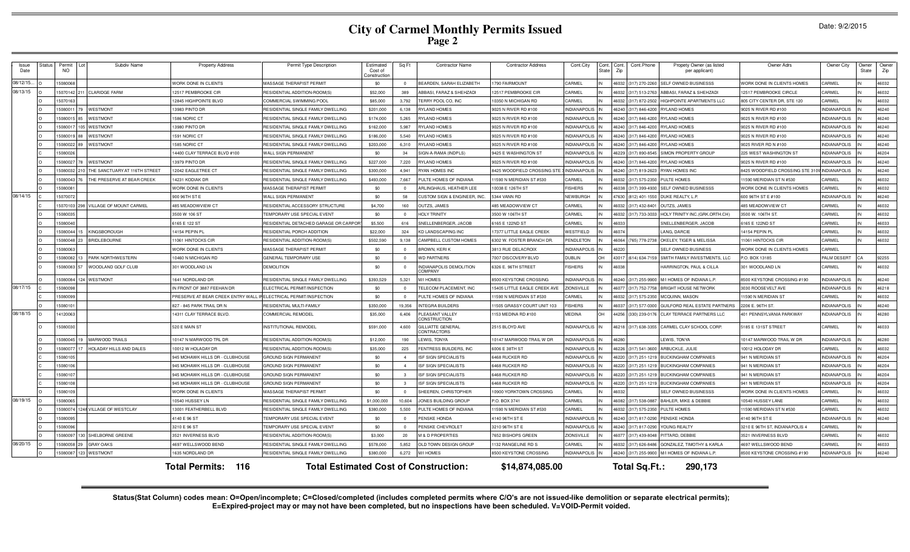# City of Carmel Monthly Permits Issued
## Page 2

Date: 9/2/2015

| Issue Date | Status | Permit NO | Lot | Subdiv Name | Property Address | Permit Type Description | Estimated Cost of Construction | Sq Ft | Contractor Name | Contractor Address | Cont.City | Cont. State | Cont. Zip | Cont.Phone | Propety Owner (as listed per applicant) | Owner Adrs | Owner City | Owner State | Owner Zip |
|---|---|---|---|---|---|---|---|---|---|---|---|---|---|---|---|---|---|---|---|
| 08/12/15... | O | 15080068 | | | WORK DONE IN CLIENTS | MASSAGE THERAPIST PERMIT | $0 | 0 | BEARDEN, SARAH ELIZABETH | 1790 FAIRMOUNT | CARMEL | IN | 46032 | (317) 270-2260 | SELF OWNED BUSINESSS | WORK DONE IN CLIENTS HOMES | CARMEL | IN | 46032 |
| 08/13/15 | O | 15070142 | 211 | CLARIDGE FARM | 12517 PEMBROOKE CIR | RESIDENTIAL ADDITION-ROOM(S) | $52,000 | 389 | ABBASI, FARAZ & SHEHZADI | 12517 PEMBROOKE CIR | CARMEL | IN | 46032 | (317) 513-2763 | ABBASI, FARAZ & SHEHZADI | 12517 PEMBROOKE CIRCLE | CARMEL | IN | 46032 |
| | O | 15070163 | | | 12845 HIGHPOINTE BLVD | COMMERCIAL SWIMMING POOL | $85,000 | 3,792 | TERRY POOL CO, INC | 10350 N MICHIGAN RD | CARMEL | IN | 46032 | (317) 872-2502 | HIGHPOINTE APARTMENTS LLC | 805 CITY CENTER DR, STE 120 | CARMEL | IN | 46032 |
| | O | 15080011 | 79 | WESTMONT | 13983 PINTO DR | RESIDENTIAL SINGLE FAMILY DWELLING | $201,000 | 6,138 | RYLAND HOMES | 9025 N RIVER RD #100 | INDIANAPOLIS | IN | 46240 | (317) 846-4200 | RYLAND HOMES | 9025 N RIVER RD #100 | INDIANAPOLIS | IN | 46240 |
| | O | 15080015 | 85 | WESTMONT | 1586 NORIC CT | RESIDENTIAL SINGLE FAMILY DWELLING | $174,000 | 5,265 | RYLAND HOMES | 9025 N RIVER RD #100 | INDIANAPOLIS | IN | 46240 | (317) 846-4200 | RYLAND HOMES | 9025 N RIVER RD #100 | INDIANAPOLIS | IN | 46240 |
| | O | 15080017 | 105 | WESTMONT | 13980 PINTO DR | RESIDENTIAL SINGLE FAMILY DWELLING | $162,000 | 5,987 | RYLAND HOMES | 9025 N RIVER RD #100 | INDIANAPOLIS | IN | 46240 | (317) 846-4200 | RYLAND HOMES | 9025 N RIVER RD #100 | INDIANAPOLIS | IN | 46240 |
| | O | 15080019 | 88 | WESTMONT | 1591 NORIC CT | RESIDENTIAL SINGLE FAMILY DWELLING | $186,000 | 5,540 | RYLAND HOMES | 9025 N RIVER RD #100 | INDIANAPOLIS | IN | 46240 | (317) 846-4200 | RYLAND HOMES | 9025 N RIVER RD #100 | INDIANAPOLIS | IN | 46240 |
| | O | 15080022 | 89 | WESTMONT | 1585 NORIC CT | RESIDENTIAL SINGLE FAMILY DWELLING | $203,000 | 6,310 | RYLAND HOMES | 9025 N RIVER RD #100 | INDIANAPOLIS | IN | 46240 | (317) 846-4200 | RYLAND HOMES | 9025 RIVER RD N #100 | INDIANAPOLIS | IN | 46240 |
| | C | 15080026 | | | 14400 CLAY TERRACE BLVD #100 | WALL SIGN PERMANENT | $0 | 34 | SIGN-A-RAMA (INDPLS) | 9425 E WASHINGTON ST | INDIANAPOLIS | IN | 46229 | (317) 890-8545 | SIMON PROPERTY GROUP | 225 WEST WASHINGTON ST | INDIANAPOLIS | IN | 46204 |
| | O | 15080027 | 78 | WESTMONT | 13979 PINTO DR | RESIDENTIAL SINGLE FAMILY DWELLING | $227,000 | 7,220 | RYLAND HOMES | 9025 N RIVER RD #100 | INDIANAPOLIS | IN | 46240 | (317) 846-4200 | RYLAND HOMES | 9025 N RIVER RD #100 | INDIANAPOLIS | IN | 46240 |
| | O | 15080032 | 210 | THE SANCTUARY AT 116TH STREET | 12042 EAGLETREE CT | RESIDENTIAL SINGLE FAMILY DWELLING | $300,000 | 4,941 | RYAN HOMES INC | 8425 WOODFIELD CROSSING STE 310W | INDIANAPOLIS | IN | 46240 | (317) 819-2623 | RYAN HOMES INC | 8425 WOODFIELD CROSSING STE 310W | INDIANAPOLIS | IN | 46240 |
| | O | 15080043 | 76 | THE PRESERVE AT BEAR CREEK | 14231 KODIAK DR | RESIDENTIAL SINGLE FAMILY DWELLING | $493,000 | 7,667 | PULTE HOMES OF INDIANA | 11590 N MERIDIAN ST #530 | CARMEL | IN | 46032 | (317) 575-2350 | PULTE HOMES | 11590 MERIDIAN ST N #530 | CARMEL | IN | 46032 |
| | O | 15080081 | | | WORK DONE IN CLIENTS | MASSAGE THERAPIST PERMIT | $0 | 0 | ARLINGHAUS, HEATHER LEE | 10038 E 126TH ST | FISHERS | IN | 46038 | (317) 399-4930 | SELF OWNED BUSINESSS | WORK DONE IN CLIENTS HOMES | CARMEL | IN | 46032 |
| 08/14/15 | C | 15070072 | | | 900 96TH ST E | WALL SIGN PERMANENT | $0 | 58 | CUSTOM SIGN & ENGINEER, INC. | 5344 VANN RD | NEWBURGH | IN | 47630 | (812) 401-1550 | DUKE REALTY, L.P. | 600 96TH ST E #100 | INDIANAPOLIS | IN | 46240 |
| | O | 15070103 | 298 | VILLAGE OF MOUNT CARMEL | 485 MEADOWVIEW CT | RESIDENTIAL ACCESSORY STRUCTURE | $4,700 | 160 | OUTZS, JAMES | 485 MEADOWVIEW CT | CARMEL | IN | 46032 | (317) 432-8401 | OUTZS, JAMES | 485 MEADOWVIEW CT | CARMEL | IN | 46032 |
| | O | 15080035 | | | 3500 W 106 ST | TEMPORARY USE SPECIAL EVENT | $0 | 0 | HOLY TRINITY | 3500 W 106TH ST | CARMEL | IN | 46032 | (317) 733-3033 | HOLY TRINITY INC.(GRK.ORTH.CH) | 3500 W. 106TH ST. | CARMEL | IN | 46032 |
| | O | 15080040 | | | 6165 E 122 ST | RESIDENTIAL DETACHED GARAGE OR CARPORT | $5,500 | 616 | SNELLENBERGER, JACOB | 6165 E 122ND ST | CARMEL | IN | 46033 | | SNELLENBERGER, JACOB | 6165 E 122ND ST | CARMEL | IN | 46033 |
| | O | 15080044 | 15 | KINGSBOROUGH | 14154 PEPIN PL | RESIDENTIAL PORCH ADDITION | $22,000 | 324 | KD LANDSCAPING INC | 17377 LITTLE EAGLE CREEK | WESTFIELD | IN | 46074 | | LANG, DARCIE | 14154 PEPIN PL | CARMEL | IN | 46032 |
| | O | 15080048 | 23 | BRIDLEBOURNE | 11061 HINTOCKS CIR | RESIDENTIAL ADDITION-ROOM(S) | $502,590 | 9,138 | CAMPBELL CUSTOM HOMES | 6302 W. FOSTER BRANCH DR. | PENDLETON | IN | 46064 | (765) 778-2738 | OKELEY, TIGER & MELISSA | 11061 HINTOCKS CIR | CARMEL | IN | 46032 |
| | O | 15080063 | | | WORK DONE IN CLIENTS | MASSAGE THERAPIST PERMIT | $0 | 0 | BROWN, KERI K | 3813 RUE DELACROIX | INDIANAPOLIS | IN | 46220 | | SELF OWNED BUSINESS | WORK DONE IN CLIENTS HOMES | CARMEL | | |
| | O | 15080082 | 13 | PARK NORTHWESTERN | 10460 N MICHIGAN RD | GENERAL TEMPORARY USE | $0 | 0 | WD PARTNERS | 7007 DISCOVERY BLVD | DUBLIN | OH | 43017 | (614) 634-7159 | SMITH FAMILY INVESTMENTS, LLC | P.O. BOX 13185 | PALM DESERT | CA | 92255 |
| | O | 15080083 | 57 | WOODLAND GOLF CLUB | 301 WOODLAND LN | DEMOLITION | $0 | 0 | INDIANAPOLIS DEMOLITION COMPANY | 6326 E. 96TH STREET | FISHERS | IN | 46038 | | HARRINGTON, PAUL & CILLA | 301 WOODLAND LN | CARMEL | IN | 46032 |
| | O | 15080084 | 124 | WESTMONT | 1641 NORDLAND DR | RESIDENTIAL SINGLE FAMILY DWELLING | $393,529 | 5,321 | M/I HOMES | 8500 KEYSTONE CROSSING | INDIANAPOLIS | IN | 46240 | (317) 255-9900 | M/I HOMES OF INDIANA L.P. | 8500 KEYSTONE CROSSING #190 | INDIANAPOLIS | IN | 46240 |
| 08/17/15 | C | 15080098 | | | IN FRONT OF 3887 FEEHAN DR | ELECTRICAL PERMIT/INSPECTION | $0 | 0 | TELECOM PLACEMENT, INC | 15405 LITTLE EAGLE CREEK AVE | ZIONSVILLE | IN | 46077 | (317) 752-7758 | BRIGHT HOUSE NETWORK | 3030 ROOSEVELT AVE | INDIANAPOLIS | IN | 46218 |
| | C | 15080099 | | | PRESERVE AT BEAR CREEK ENTRY WALL IF | ELECTRICAL PERMIT/INSPECTION | $0 | 0 | PULTE HOMES OF INDIANA | 11590 N MERIDIAN ST #530 | CARMEL | IN | 46032 | (317) 575-2350 | MCQUINN, MASON | 11590 N MERIDIAN ST | CARMEL | IN | 46032 |
| | C | 15080101 | | | 827 - 845 PARK TRAIL DR N | RESIDENTIAL MULTI-FAMILY | $350,000 | 19,356 | INTEGRA BUILDERS | 11505 GRASSY COURT UNIT 103 | FISHERS | IN | 46037 | (317) 577-0300 | GUILFORD REAL ESTATE PARTNERS | 2206 E. 96TH ST. | INDIANAPOLIS | IN | 46240 |
| 08/18/15 | O | 14120063 | | | 14311 CLAY TERRACE BLVD. | COMMERCIAL REMODEL | $35,000 | 6,406 | PLEASANT VALLEY CONSTRUCTION | 1153 MEDINA RD #100 | MEDINA | OH | 44256 | (330) 239-0176 | CLAY TERRACE PARTNERS LLC | 401 PENNSYLVANIA PARKWAY | INDIANAPOLIS | IN | 46280 |
| | O | 15080030 | | | 520 E MAIN ST | INSTITUTIONAL REMODEL | $591,000 | 4,600 | GILLIATTE GENERAL CONTRACTORS | 2515 BLOYD AVE | INDIANAPOLIS | IN | 46218 | (317) 638-3355 | CARMEL CLAY SCHOOL CORP. | 5185 E 131ST STREET | CARMEL | IN | 46033 |
| | O | 15080045 | 19 | MARWOOD TRAILS | 10147 N MARWOOD TRL DR | RESIDENTIAL ADDITION-ROOM(S) | $12,000 | 190 | LEWIS, TONYA | 10147 MARWOOD TRAIL W DR | INDIANAPOLIS | IN | 46280 | | LEWIS, TONYA | 10147 MARWOOD TRAIL W DR | INDIANAPOLIS | IN | 46280 |
| | O | 15080077 | 17 | HOLADAY HILLS AND DALES | 10012 W HOLADAY DR | RESIDENTIAL ADDITION-ROOM(S) | $35,000 | 225 | FENTRESS BUILDERS, INC | 6006 E 38TH ST | INDIANAPOLIS | IN | 46226 | (317) 541-3600 | ARBUCKLE, JULIE | 10012 HOLODAY DR | CARMEL | IN | 46032 |
| | C | 15080105 | | | 945 MOHAWK HILLS DR - CLUBHOUSE | GROUND SIGN PERMANENT | $0 | 4 | ISF SIGN SPECIALISTS | 6468 RUCKER RD | INDIANAPOLIS | IN | 46220 | (317) 251-1219 | BUCKINGHAM COMPANIES | 941 N MERIDIAN ST | INDIANAPOLIS | IN | 46204 |
| | C | 15080106 | | | 945 MOHAWK HILLS DR - CLUBHOUSE | GROUND SIGN PERMANENT | $0 | 4 | ISF SIGN SPECIALISTS | 6468 RUCKER RD | INDIANAPOLIS | IN | 46220 | (317) 251-1219 | BUCKINGHAM COMPANIES | 941 N MERIDIAN ST | INDIANAPOLIS | IN | 46204 |
| | C | 15080107 | | | 945 MOHAWK HILLS DR - CLUBHOUSE | GROUND SIGN PERMANENT | $0 | 3 | ISF SIGN SPECIALISTS | 6468 RUCKER RD | INDIANAPOLIS | IN | 46220 | (317) 251-1219 | BUCKINGHAM COMPANIES | 941 N MERIDIAN ST | INDIANAPOLIS | IN | 46204 |
| | C | 15080108 | | | 945 MOHAWK HILLS DR - CLUBHOUSE | GROUND SIGN PERMANENT | $0 | 3 | ISF SIGN SPECIALISTS | 6468 RUCKER RD | INDIANAPOLIS | IN | 46220 | (317) 251-1219 | BUCKINGHAM COMPANIES | 941 N MERIDIAN ST | INDIANAPOLIS | IN | 46204 |
| | O | 15080109 | | | WORK DONE IN CLIENTS | MASSAGE THERAPIST PERMIT | $0 | 0 | SHEEREN, CHRISTOPHER | 10900 YORKTOWN CROSSING | CARMEL | IN | 46032 | | SELF OWNED BUSINESSS | WORK DONE IN CLIENTS HOMES | CARMEL | IN | 46032 |
| 08/19/15 | O | 15080065 | | | 10540 HUSSEY LN | RESIDENTIAL SINGLE FAMILY DWELLING | $1,000,000 | 10,604 | JONES BUILDING GROUP | P.O. BOX 3741 | CARMEL | IN | 46082 | (317) 538-0887 | BAHLER, MIKE & DEBBIE | 10540 HUSSEY LANE | CARMEL | IN | 46032 |
| | O | 15080074 | 1248 | VILLAGE OF WESTCLAY | 13001 FEATHERBELL BLVD | RESIDENTIAL SINGLE FAMILY DWELLING | $380,000 | 5,500 | PULTE HOMES OF INDIANA | 11590 N MERIDIAN ST #530 | CARMEL | IN | 46032 | (317) 575-2350 | PULTE HOMES | 11590 MERIDIAN ST N #530 | CARMEL | IN | 46032 |
| | O | 15080095 | | | 4140 E 96 ST | TEMPORARY USE SPECIAL EVENT | $0 | 0 | PENSKE HONDA | 4140 96TH ST E | INDIANAPOLIS | IN | 46240 | (317) 817-0290 | PENSKE HONDA | 4140 96TH ST E | INDIANAPOLIS | IN | 46240 |
| | O | 15080096 | | | 3210 E 96 ST | TEMPORARY USE SPECIAL EVENT | $0 | 0 | PENSKE CHEVROLET | 3210 96TH ST E | INDIANAPOLIS | IN | 46240 | (317) 817-0290 | YOUNG REALTY | 3210 E 96TH ST, INDIANAPOLIS 4 | CARMEL | IN | |
| | O | 15080097 | 130 | SHELBORNE GREENE | 3521 INVERNESS BLVD | RESIDENTIAL ADDITION-ROOM(S) | $3,000 | 20 | M & D PROPERTIES | 7652 BISHOPS GREEN | ZIONSVILLE | IN | 46077 | (317) 439-8048 | PITTARD, DEBBIE | 3521 INVERNESS BLVD | CARMEL | IN | 46032 |
| 08/20/15 | O | 15080058 | 29 | GRAY OAKS | 4697 WELLSWOOD BEND | RESIDENTIAL SINGLE FAMILY DWELLING | $578,000 | 5,852 | OLD TOWN DESIGN GROUP | 1132 RANGELINE RD S | CARMEL | IN | 46032 | (317) 626-8486 | GONZALEZ, TIMOTHY & KARLA | 4697 WELLSWOOD BEND | CARMEL | IN | 46033 |
| | O | 15080087 | 123 | WESTMONT | 1635 NORDLAND DR | RESIDENTIAL SINGLE FAMILY DWELLING | $380,000 | 6,272 | M/I HOMES | 8500 KEYSTONE CROSSING | INDIANAPOLIS | IN | 46240 | (317) 255-9900 | M/I HOMES OF INDIANA L.P. | 8500 KEYSTONE CROSSING #190 | INDIANAPOLIS | IN | 46240 |

**Total Permits: 116** **Total Estimated Cost of Construction: $14,874,085.00** **Total Sq.Ft.: 290,173**

**Status(Stat Column) codes mean: O=Open/incomplete; C=Closed/completed (includes completed permits where C/O's are not issued-like demolition or separate electrical permits); E=Expired-project may or may not have been completed, but no inspections have been scheduled. V=VOID-Permit voided.**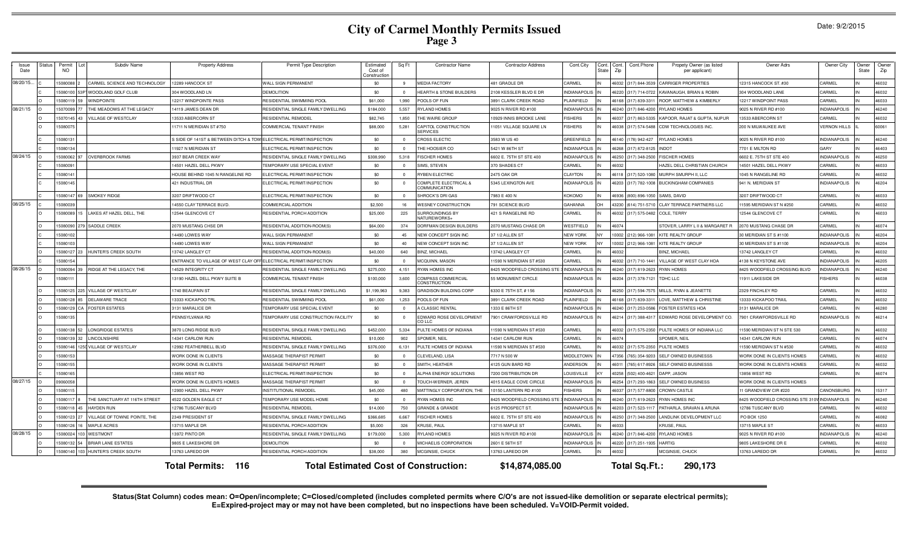# City of Carmel Monthly Permits Issued

## Page 3

Date: 9/2/2015

| Issue Date | Status | Permit NO | Lot | Subdiv Name | Property Address | Permit Type Description | Estimated Cost of Construction | Sq Ft | Contractor Name | Contractor Address | Cont.City | Cont. State | Cont. Zip | Cont.Phone | Propety Owner (as listed per applicant) | Owner Adrs | Owner City | Owner State | Owner Zip |
|---|---|---|---|---|---|---|---|---|---|---|---|---|---|---|---|---|---|---|---|
| 08/20/15... | C | 15080088 | 2 | CARMEL SCIENCE AND TECHNOLOGY | 12289 HANCOCK ST | WALL SIGN PERMANENT | $0 | 9 | MEDIA FACTORY | 481 GRADLE DR | CARMEL | IN | 46032 | (317) 844-3539 | CARRIGER PROPERTIES | 12315 HANCOCK ST. #30 | CARMEL | IN | 46032 |
| | C | 15080100 | 53P | WOODLAND GOLF CLUB | 304 WOODLAND LN | DEMOLITION | $0 | 0 | HEARTH & STONE BUILDERS | 2108 KESSLER BLVD E DR | INDIANAPOLIS | IN | 46220 | (317) 714-0722 | KAVANAUGH, BRIAN & ROBIN | 304 WOODLAND LANE | CARMEL | IN | 46032 |
| | O | 15080119 | 59 | WINDPOINTE | 12217 WINDPOINTE PASS | RESIDENTIAL SWIMMING POOL | $61,000 | 1,990 | POOLS OF FUN | 3891 CLARK CREEK ROAD | PLAINFIELD | IN | 46168 | (317) 839-3311 | ROOP, MATTHEW & KIMBERLY | 12217 WINDPOINT PASS | CARMEL | IN | 46033 |
| 08/21/15 | O | 15070099 | 77 | THE MEADOWS AT THE LEGACY | 14119 JAMES DEAN DR | RESIDENTIAL SINGLE FAMILY DWELLING | $184,000 | 5,557 | RYLAND HOMES | 9025 N RIVER RD #100 | INDIANAPOLIS | IN | 46240 | (317) 846-4200 | RYLAND HOMES | 9025 N RIVER RD #100 | INDIANAPOLIS | IN | 46240 |
| | C | 15070145 | 43 | VILLAGE OF WESTCLAY | 13533 ABERCORN ST | RESIDENTIAL REMODEL | $82,745 | 1,850 | THE WAIRE GROUP | 10929 INNIS BROOKE LANE | FISHERS | IN | 46037 | (317) 863-5335 | KAPOOR, RAJAT & GUPTA, NUPUR | 13533 ABERCORN ST | CARMEL | IN | 46032 |
| | O | 15080075 | | | 11711 N MERIDIAN ST #750 | COMMERCIAL TENANT FINISH | $88,000 | 5,281 | CAPITOL CONSTRUCTION SERVICES | 11051 VILLAGE SQUARE LN | FISHERS | IN | 46038 | (317) 574-5488 | CDW TECHNOLOGIES INC. | 200 N MILWAUKEE AVE | VERNON HILLS | IL | 60061 |
| | C | 15080131 | | | S SIDE OF 141ST & BETWEEN DITCH & TOW | ELECTRICAL PERMIT/INSPECTION | $0 | 0 | CROSS ELECTRIC | 3583 W US 40 | GREENFIELD | IN | 46140 | (178) 942-427 | RYLAND HOMES | 9025 N RIVER RD #100 | INDIANAPOLIS | IN | 46240 |
| | C | 15080134 | | | 11927 N MERIDIAN ST | ELECTRICAL PERMIT/INSPECTION | $0 | 0 | THE HOOSIER CO | 5421 W 86TH ST | INDIANAPOLIS | IN | 46268 | (317) 872-8125 | INDOT | 7701 E MILTON RD | GARY | IN | 46403 |
| 08/24/15 | O | 15080062 | 97 | OVERBROOK FARMS | 3937 BEAR CREEK WAY | RESIDENTIAL SINGLE FAMILY DWELLING | $308,990 | 5,318 | FISCHER HOMES | 6602 E. 75TH ST STE 400 | INDIANAPOLIS | IN | 46250 | (317) 348-2500 | FISCHER HOMES | 6602 E. 75TH ST STE 400 | INDIANAPOLIS | IN | 46250 |
| | C | 15080091 | | | 14501 HAZEL DELL PKWY | TEMPORARY USE SPECIAL EVENT | $0 | 0 | SIMS, STEVEN | 370 SHADES CT | CARMEL | IN | 46032 | | HAZEL DELL CHRISTIAN CHURCH | 14501 HAZEL DELL PKWY | CARMEL | IN | 46033 |
| | C | 15080141 | | | HOUSE BEHIND 1045 N RANGELINE RD | ELECTRICAL PERMIT/INSPECTION | $0 | 0 | RYBEN ELECTRIC | 2475 OAK DR | CLAYTON | IN | 46118 | (317) 520-1080 | MURPH SMURPH II, LLC | 1045 N RANGELINE RD | CARMEL | IN | 46032 |
| | C | 15080145 | | | 421 INDUSTRIAL DR | ELECTRICAL PERMIT/INSPECTION | $0 | 0 | COMPLETE ELECTRICAL & COMMUNICATION | 5345 LEXINGTON AVE | INDIANAPOLIS | IN | 46203 | (317) 782-1008 | BUCKINGHAM COMPANIES | 941 N. MERIDIAN ST | INDIANAPOLIS | IN | 46204 |
| | C | 15080147 | 69 | SMOKEY RIDGE | 3207 DRIFTWOOD CT | ELECTRICAL PERMIT/INSPECTION | $0 | 0 | SHROCK'S DRI GAS | 7983 E 400 N | KOKOMO | IN | 46936 | (800) 896-1050 | SAMS, DAVID | 3207 DRIFTWOOD CT | CARMEL | IN | 46033 |
| 08/25/15 | C | 15080039 | | | 14550 CLAY TERRACE BLVD. | COMMERCIAL ADDITION | $2,500 | 16 | WESNEY CONSTRUCTION | 791 SCIENCE BLVD | GAHANNA | OH | 43230 | (614) 751-5710 | CLAY TERRACE PARTNERS LLC | 11595 MERIDIAN ST N #250 | CARMEL | IN | 46032 |
| | O | 15080089 | 15 | LAKES AT HAZEL DELL, THE | 12544 GLENCOVE CT | RESIDENTIAL PORCH ADDITION | $25,000 | 225 | SURROUNDINGS BY NATUREWORKS+ | 421 S RANGELINE RD | CARMEL | IN | 46032 | (317) 575-0482 | COLE, TERRY | 12544 GLENCOVE CT | CARMEL | IN | 46033 |
| | O | 15080090 | 279 | SADDLE CREEK | 2070 MUSTANG CHSE DR | RESIDENTIAL ADDITION-ROOM(S) | $64,000 | 374 | DORFMAN DESIGN BUILDERS | 2070 MUSTANG CHASE DR | WESTFIELD | IN | 46074 | | STOVER, LARRY L II & MARGARET R | 2070 MUSTANG CHASE DR | CARMEL | IN | 46074 |
| | C | 15080102 | | | 14490 LOWES WAY | WALL SIGN PERMANENT | $0 | 45 | NEW CONCEPT SIGN INC | 37 1/2 ALLEN ST | NEW YORK | NY | 10002 | (212) 966-1081 | KITE REALTY GROUP | 30 MERIDIAN ST S #1100 | INDIANAPOLIS | IN | 46204 |
| | C | 15080103 | | | 14490 LOWES WAY | WALL SIGN PERMANENT | $0 | 40 | NEW CONCEPT SIGN INC | 37 1/2 ALLEN ST | NEW YORK | NY | 10002 | (212) 966-1081 | KITE REALTY GROUP | 30 MERIDIAN ST S #1100 | INDIANAPOLIS | IN | 46204 |
| | C | 15080127 | 23 | HUNTER'S CREEK SOUTH | 13742 LANGLEY CT | RESIDENTIAL ADDITION-ROOM(S) | $40,000 | 640 | BINZ, MICHAEL | 13742 LANGLEY CT | CARMEL | IN | 46032 | | BINZ, MICHAEL | 13742 LANGLEY CT | CARMEL | IN | 46032 |
| | C | 15080154 | | | ENTRANCE TO VILLAGE OF WEST CLAY OFF | ELECTRICAL PERMIT/INSPECTION | $0 | 0 | MCQUINN, MASON | 11590 N MERIDIAN ST #530 | CARMEL | IN | 46032 | (317) 710-1441 | VILLAGE OF WEST CLAY HOA | 4138 N KEYSTONE AVE | INDIANAPOLIS | IN | 46205 |
| 08/26/15 | O | 15080094 | 39 | RIDGE AT THE LEGACY, THE | 14529 INTEGRITY CT | RESIDENTIAL SINGLE FAMILY DWELLING | $275,000 | 4,151 | RYAN HOMES INC | 8425 WOODFIELD CROSSING STE 3 | INDIANAPOLIS | IN | 46240 | (317) 819-2623 | RYAN HOMES | 8425 WOODFIELD CROSSING BLVD | INDIANAPOLIS | IN | 46240 |
| | O | 15080111 | | | 13190 HAZEL DELL PKWY SUITE B | COMMERCIAL TENANT FINISH | $100,000 | 3,600 | COMPASS COMMERCIAL CONSTRUCTION | 55 MONUMENT CIRCLE | INDIANAPOLIS | IN | 46204 | (317) 378-7121 | TDHC LLC | 11911 LAKESIDE DR | FISHERS | IN | 46038 |
| | O | 15080125 | 225 | VILLAGE OF WESTCLAY | 1740 BEAUFAIN ST | RESIDENTIAL SINGLE FAMILY DWELLING | $1,199,963 | 9,383 | GRADISON BUILDING CORP | 6330 E 75TH ST, # 156 | INDIANAPOLIS | IN | 46250 | (317) 594-7575 | MILLS, RYAN & JEANETTE | 2329 FINCHLEY RD | CARMEL | IN | 46032 |
| | O | 15080128 | 85 | DELAWARE TRACE | 13333 KICKAPOO TRL | RESIDENTIAL SWIMMING POOL | $61,000 | 1,253 | POOLS OF FUN | 3891 CLARK CREEK ROAD | PLAINFIELD | IN | 46168 | (317) 839-3311 | LOVE, MATTHEW & CHRISTINE | 13333 KICKAPOO TRAIL | CARMEL | IN | 46032 |
| | O | 15080129 | CA | FOSTER ESTATES | 3131 MARALICE DR | TEMPORARY USE SPECIAL EVENT | $0 | 0 | A CLASSIC RENTAL | 1333 E 86TH ST | INDIANAPOLIS | IN | 46240 | (317) 253-0586 | FOSTER ESTATES HOA | 3131 MARALICE DR | CARMEL | IN | 46280 |
| | O | 15080135 | | | PENNSYLVANIA RD | TEMPORARY USE CONSTRUCTION FACILITY | $0 | 0 | EDWARD ROSE DEVELOPMENT CO LLC | 7901 CRAWFORDSVILLE RD | INDIANAPOLIS | IN | 46214 | (317) 388-4317 | EDWARD ROSE DEVELOPMENT CO. | 7901 CRAWFORDSVILLE RD | INDIANAPOLIS | IN | 46214 |
| | O | 15080138 | 52 | LONGRIDGE ESTATES | 3870 LONG RIDGE BLVD | RESIDENTIAL SINGLE FAMILY DWELLING | $452,000 | 5,334 | PULTE HOMES OF INDIANA | 11590 N MERIDIAN ST #530 | CARMEL | IN | 46032 | (317) 575-2350 | PULTE HOMES OF INDIANA LLC | 11590 MERIDIAN ST N STE 530 | CARMEL | IN | 46032 |
| | O | 15080139 | 32 | LINCOLNSHIRE | 14341 CARLOW RUN | RESIDENTIAL REMODEL | $10,000 | 902 | SPOMER, NEIL | 14341 CARLOW RUN | CARMEL | IN | 46074 | | SPOMER, NEIL | 14341 CARLOW RUN | CARMEL | IN | 46074 |
| | O | 15080146 | 1250 | VILLAGE OF WESTCLAY | 12992 FEATHERBELL BLVD | RESIDENTIAL SINGLE FAMILY DWELLING | $376,000 | 6,131 | PULTE HOMES OF INDIANA | 11590 N MERIDIAN ST #530 | CARMEL | IN | 46032 | (317) 575-2350 | PULTE HOMES | 11590 MERIDIAN ST N #530 | CARMEL | IN | 46032 |
| | O | 15080153 | | | WORK DONE IN CLIENTS | MASSAGE THERAPIST PERMIT | $0 | 0 | CLEVELAND, LISA | 7717 N 500 W | MIDDLETOWN | IN | 47356 | (765) 354-9203 | SELF OWNED BUSINESSS | WORK DONE IN CLIENTS HOMES | CARMEL | IN | 46032 |
| | O | 15080155 | | | WORK DONE IN CLIENTS | MASSAGE THERAPIST PERMIT | $0 | 0 | SMITH, HEATHER | 4125 GUN BARD RD | ANDERSON | IN | 46011 | (765) 617-8926 | SELF OWNED BUSINESSS | WORK DONE IN CLIENTS HOMES | CARMEL | IN | 46032 |
| | C | 15080165 | | | 13856 WEST RD | ELECTRICAL PERMIT/INSPECTION | $0 | 0 | ALPHA ENERGY SOLUTIONS | 7200 DISTRIBUTION DR | LOUISVILLE | KY | 40258 | (502) 400-4621 | DAPP, JASON | 13856 WEST RD | CARMEL | IN | 46074 |
| 08/27/15 | O | 09060058 | | | WORK DONE IN CLIENTS HOMES | MASSAGE THERAPIST PERMIT | $0 | 0 | TOUCH-WERNER, JEREN | 4015 EAGLE COVE CIRCLE | INDIANAPOLIS | IN | 46254 | (317) 293-1863 | SELF OWNED BUSINESS | WORK DONE IN CLIENTS HOMES | | | |
| | O | 15080115 | | | 12900 HAZEL DELL PKWY | INSTITUTIONAL REMODEL | $45,000 | 480 | MATTINGLY CORPORATION, THE | 10150 LANTERN RD #100 | FISHERS | IN | 46037 | (317) 577-8800 | CROWN CASTLE | 11 GRANDVIEW CIR #220 | CANONSBURG | PA | 15317 |
| | O | 15080117 | 8 | THE SANCTUARY AT 116TH STREET | 4522 GOLDEN EAGLE CT | TEMPORARY USE MODEL HOME | $0 | 0 | RYAN HOMES INC | 8425 WOODFIELD CROSSING STE 3 | INDIANAPOLIS | IN | 46240 | (317) 819-2623 | RYAN HOMES INC | 8425 WOODFIELD CROSSING STE 310W | INDIANAPOLIS | IN | 46240 |
| | O | 15080118 | 45 | HAYDEN RUN | 12786 TUSCANY BLVD | RESIDENTIAL REMODEL | $14,000 | 750 | GRANDE & GRANDE | 6125 PROSPECT ST. | INDIANAPOLIS | IN | 46203 | (317) 523-1117 | PATHARLA, SRAVAN & ARUNA | 12786 TUSCANY BLVD | CARMEL | IN | 46032 |
| | O | 15080123 | 27 | VILLAGE OF TOWNE POINTE, THE | 2349 PRESIDENT ST | RESIDENTIAL SINGLE FAMILY DWELLING | $366,685 | 6,667 | FISCHER HOMES | 6602 E. 75TH ST STE 400 | INDIANAPOLIS | IN | 46250 | (317) 348-2500 | LANDLINK DEVELOPMENT LLC | PO BOX 1250 | CARMEL | IN | 46082 |
| | O | 15080126 | 16 | MAPLE ACRES | 13715 MAPLE DR | RESIDENTIAL PORCH ADDITION | $5,000 | 326 | KRUSE, PAUL | 13715 MAPLE ST | CARMEL | IN | 46033 | | KRUSE, PAUL | 13715 MAPLE ST | CARMEL | IN | 46033 |
| 08/28/15 | O | 15080024 | 103 | WESTMONT | 13972 PINTO DR | RESIDENTIAL SINGLE FAMILY DWELLING | $179,000 | 5,300 | RYLAND HOMES | 9025 N RIVER RD #100 | INDIANAPOLIS | IN | 46240 | (317) 846-4200 | RYLAND HOMES | 9025 N RIVER RD #100 | INDIANAPOLIS | IN | 46240 |
| | O | 15080132 | 54 | BRIAR LANE ESTATES | 9805 E LAKESHORE DR | DEMOLITION | $0 | 0 | MICHAELIS CORPORATION | 2601 E 56TH ST | INDIANAPOLIS | IN | 46220 | (317) 251-1935 | HARTIG | 9805 LAKESHORE DR E | CARMEL | IN | 46032 |
| | O | 15080140 | 103 | HUNTER'S CREEK SOUTH | 13763 LAREDO DR | RESIDENTIAL PORCH ADDITION | $38,000 | 380 | MCGINSIE, CHUCK | 13763 LAREDO DR | CARMEL | IN | 46032 | | MCGINSIE, CHUCK | 13763 LAREDO DR | CARMEL | IN | 46032 |

**Total Permits: 116 Total Estimated Cost of Construction: $14,874,085.00 Total Sq.Ft.: 290,173**

**Status(Stat Column) codes mean: O=Open/incomplete; C=Closed/completed (includes completed permits where C/O's are not issued-like demolition or separate electrical permits); E=Expired-project may or may not have been completed, but no inspections have been scheduled. V=VOID-Permit voided.**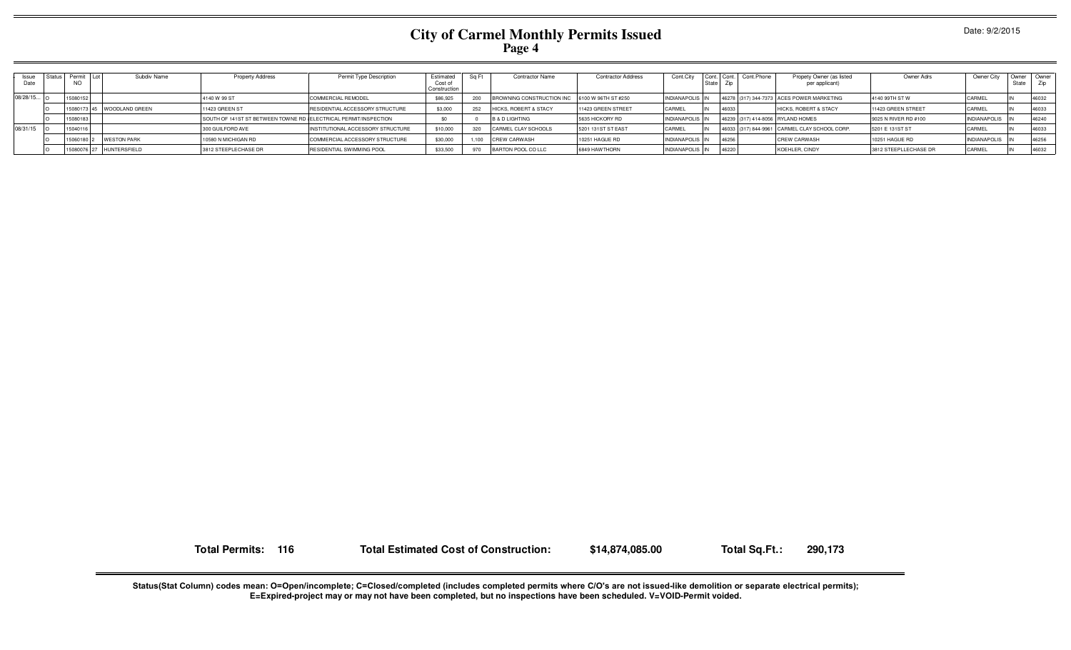# City of Carmel Monthly Permits Issued

Date: 9/2/2015

| Issue Date | Status | Permit NO | Lot | Subdiv Name | Property Address | Permit Type Description | Estimated Cost of Construction | Sq Ft | Contractor Name | Contractor Address | Cont.City | Cont. State | Cont. Zip | Cont.Phone | Propety Owner (as listed per applicant) | Owner Adrs | Owner City | Owner State | Owner Zip |
|---|---|---|---|---|---|---|---|---|---|---|---|---|---|---|---|---|---|---|---|
| 08/28/15... | O | 15080152 | | | 4140 W 99 ST | COMMERCIAL REMODEL | $86,925 | 200 | BROWNING CONSTRUCTION INC | 6100 W 96TH ST #250 | INDIANAPOLIS | IN | 46278 | (317) 344-7373 | ACES POWER MARKETING | 4140 99TH ST W | CARMEL | IN | 46032 |
| | O | 15080173 | 45 | WOODLAND GREEN | 11423 GREEN ST | RESIDENTIAL ACCESSORY STRUCTURE | $3,000 | 252 | HICKS, ROBERT & STACY | 11423 GREEN STREET | CARMEL | IN | 46033 | | HICKS, ROBERT & STACY | 11423 GREEN STREET | CARMEL | IN | 46033 |
| | O | 15080183 | | | SOUTH OF 141ST ST BETWEEN TOWNE RD | ELECTRICAL PERMIT/INSPECTION | $0 | 0 | B & D LIGHTING | 5635 HICKORY RD | INDIANAPOLIS | IN | 46239 | (317) 414-8056 | RYLAND HOMES | 9025 N RIVER RD #100 | INDIANAPOLIS | IN | 46240 |
| 08/31/15 | O | 15040116 | | | 300 GUILFORD AVE | INSTITUTIONAL ACCESSORY STRUCTURE | $10,000 | 320 | CARMEL CLAY SCHOOLS | 5201 131ST ST EAST | CARMEL | IN | 46033 | (317) 844-9961 | CARMEL CLAY SCHOOL CORP. | 5201 E 131ST ST | CARMEL | IN | 46033 |
| | O | 15060180 | 2 | WESTON PARK | 10580 N MICHIGAN RD | COMMERCIAL ACCESSORY STRUCTURE | $30,000 | 1,100 | CREW CARWASH | 10251 HAGUE RD | INDIANAPOLIS | IN | 46256 | | CREW CARWASH | 10251 HAGUE RD | INDIANAPOLIS | IN | 46256 |
| | O | 15080076 | 27 | HUNTERSFIELD | 3812 STEEPLECHASE DR | RESIDENTIAL SWIMMING POOL | $33,500 | 970 | BARTON POOL CO LLC | 6849 HAWTHORN | INDIANAPOLIS | IN | 46220 | | KOEHLER, CINDY | 3812 STEEPLLECHASE DR | CARMEL | IN | 46032 |

**Total Permits: 116** **Total Estimated Cost of Construction: $14,874,085.00** **Total Sq.Ft.: 290,173**

**Status(Stat Column) codes mean: O=Open/incomplete; C=Closed/completed (includes completed permits where C/O's are not issued-like demolition or separate electrical permits); E=Expired-project may or may not have been completed, but no inspections have been scheduled. V=VOID-Permit voided.**